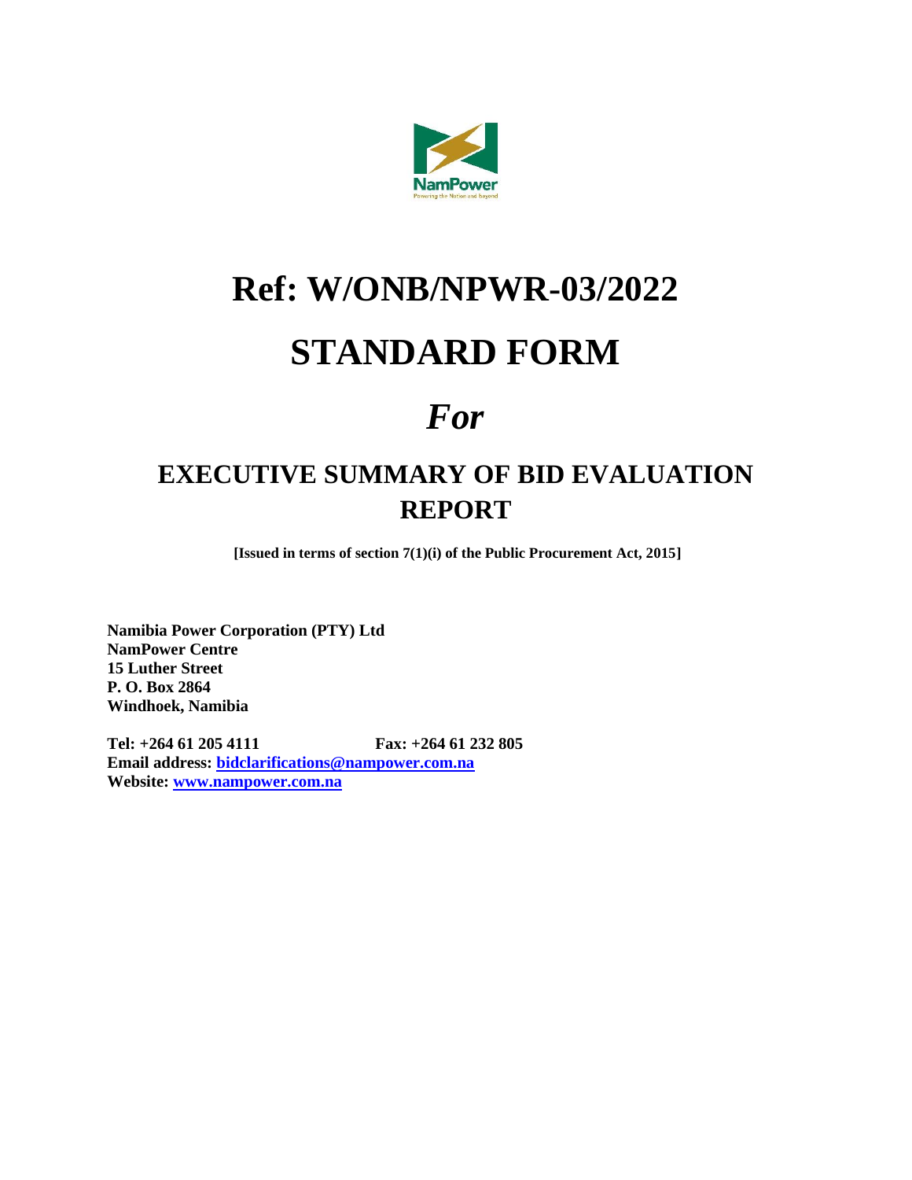# Ref: W/ONB/NPWR-03/2022

# STANDARD FORM

# *For*

## EXECUTIVE SUMMARY OF BID EVALUATION REPORT

**[Issued in terms of section 7(1)(i) of the Public Procurement Act, 2015]**

**Namibia Power Corporation (PTY) Ltd**
**NamPower Centre**
**15 Luther Street**
**P. O. Box 2864**
**Windhoek, Namibia**

**Tel: +264 61 205 4111 Fax: +264 61 232 805**
**Email address: bidclarifications@nampower.com.na**
**Website: www.nampower.com.na**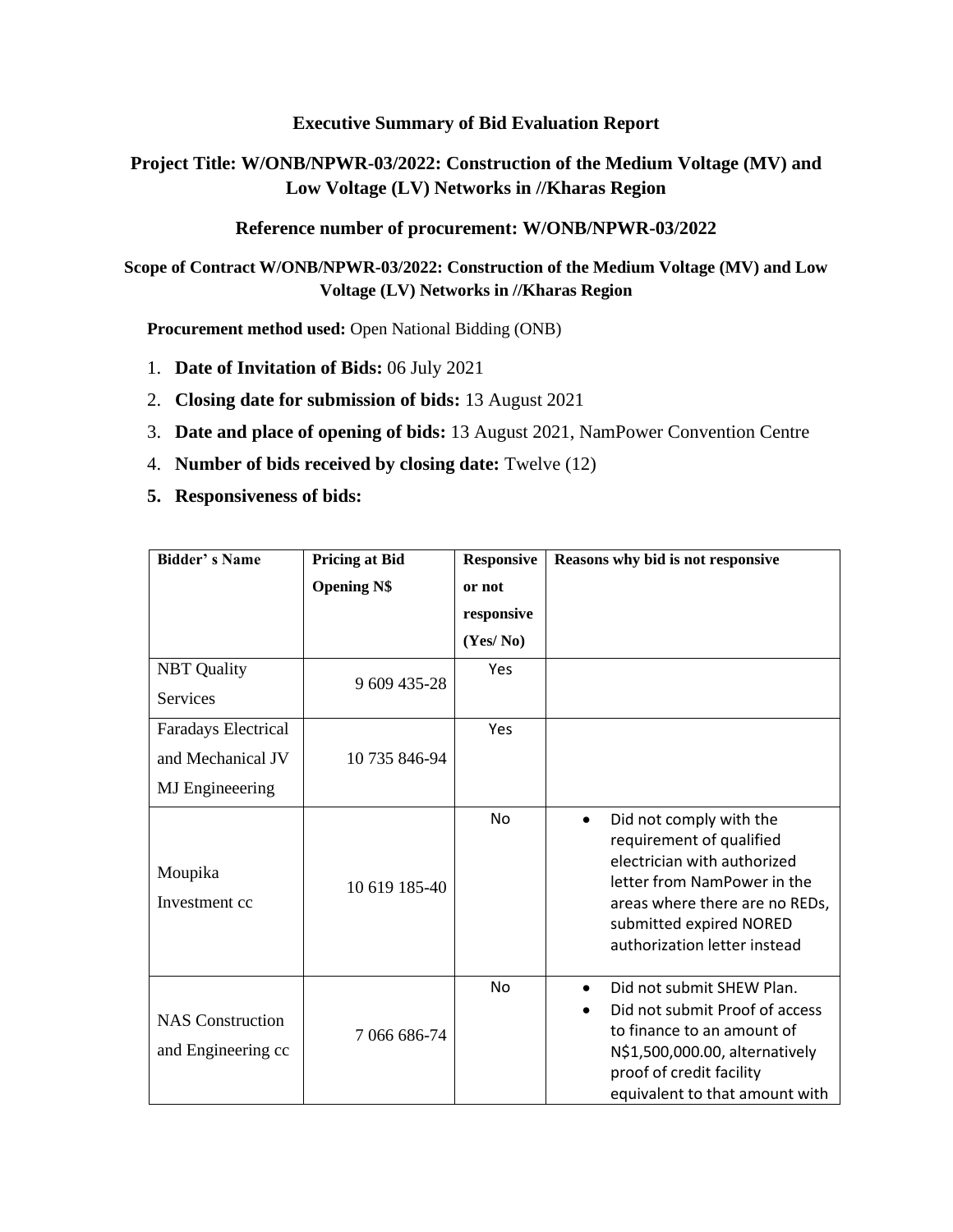**Executive Summary of Bid Evaluation Report**

**Project Title: W/ONB/NPWR-03/2022: Construction of the Medium Voltage (MV) and Low Voltage (LV) Networks in //Kharas Region**

**Reference number of procurement: W/ONB/NPWR-03/2022**

**Scope of Contract W/ONB/NPWR-03/2022: Construction of the Medium Voltage (MV) and Low Voltage (LV) Networks in //Kharas Region**

**Procurement method used:** Open National Bidding (ONB)

1. **Date of Invitation of Bids:** 06 July 2021
2. **Closing date for submission of bids:** 13 August 2021
3. **Date and place of opening of bids:** 13 August 2021, NamPower Convention Centre
4. **Number of bids received by closing date:** Twelve (12)
5. **Responsiveness of bids:**

| Bidder' s Name | Pricing at Bid Opening N$ | Responsive or not responsive (Yes/ No) | Reasons why bid is not responsive |
|---|---|---|---|
| NBT Quality Services | 9 609 435-28 | Yes | |
| Faradays Electrical and Mechanical JV MJ Engineeering | 10 735 846-94 | Yes | |
| Moupika Investment cc | 10 619 185-40 | No | • Did not comply with the requirement of qualified electrician with authorized letter from NamPower in the areas where there are no REDs, submitted expired NORED authorization letter instead |
| NAS Construction and Engineering cc | 7 066 686-74 | No | • Did not submit SHEW Plan.<br>• Did not submit Proof of access to finance to an amount of N$1,500,000.00, alternatively proof of credit facility equivalent to that amount with |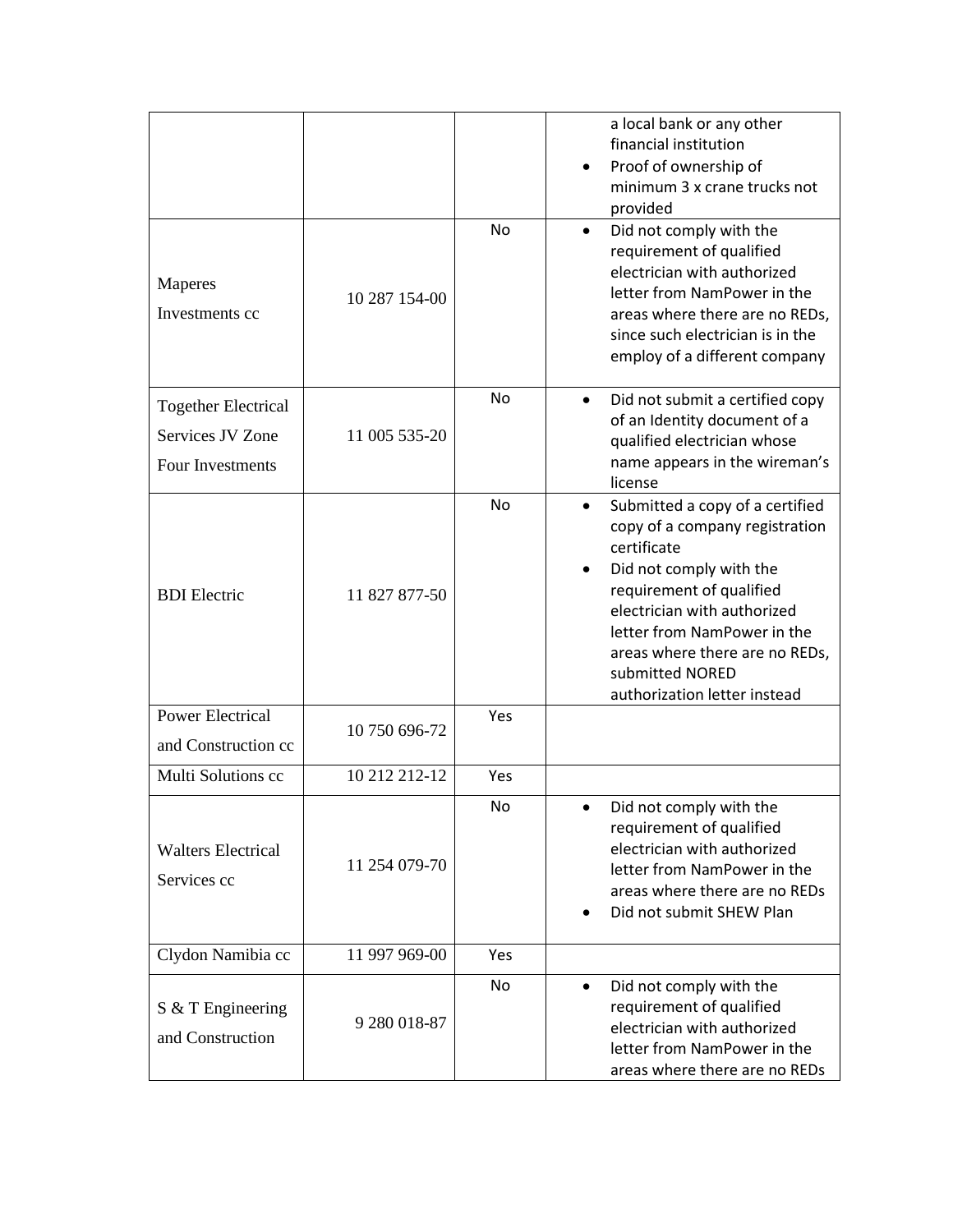| | | | |
|---|---|---|---|
| | | | a local bank or any other financial institution<br>• Proof of ownership of minimum 3 x crane trucks not provided |
| Maperes Investments cc | 10 287 154-00 | No | • Did not comply with the requirement of qualified electrician with authorized letter from NamPower in the areas where there are no REDs, since such electrician is in the employ of a different company |
| Together Electrical Services JV Zone Four Investments | 11 005 535-20 | No | • Did not submit a certified copy of an Identity document of a qualified electrician whose name appears in the wireman's license |
| BDI Electric | 11 827 877-50 | No | • Submitted a copy of a certified copy of a company registration certificate<br>• Did not comply with the requirement of qualified electrician with authorized letter from NamPower in the areas where there are no REDs, submitted NORED authorization letter instead |
| Power Electrical and Construction cc | 10 750 696-72 | Yes | |
| Multi Solutions cc | 10 212 212-12 | Yes | |
| Walters Electrical Services cc | 11 254 079-70 | No | • Did not comply with the requirement of qualified electrician with authorized letter from NamPower in the areas where there are no REDs<br>• Did not submit SHEW Plan |
| Clydon Namibia cc | 11 997 969-00 | Yes | |
| S & T Engineering and Construction | 9 280 018-87 | No | • Did not comply with the requirement of qualified electrician with authorized letter from NamPower in the areas where there are no REDs |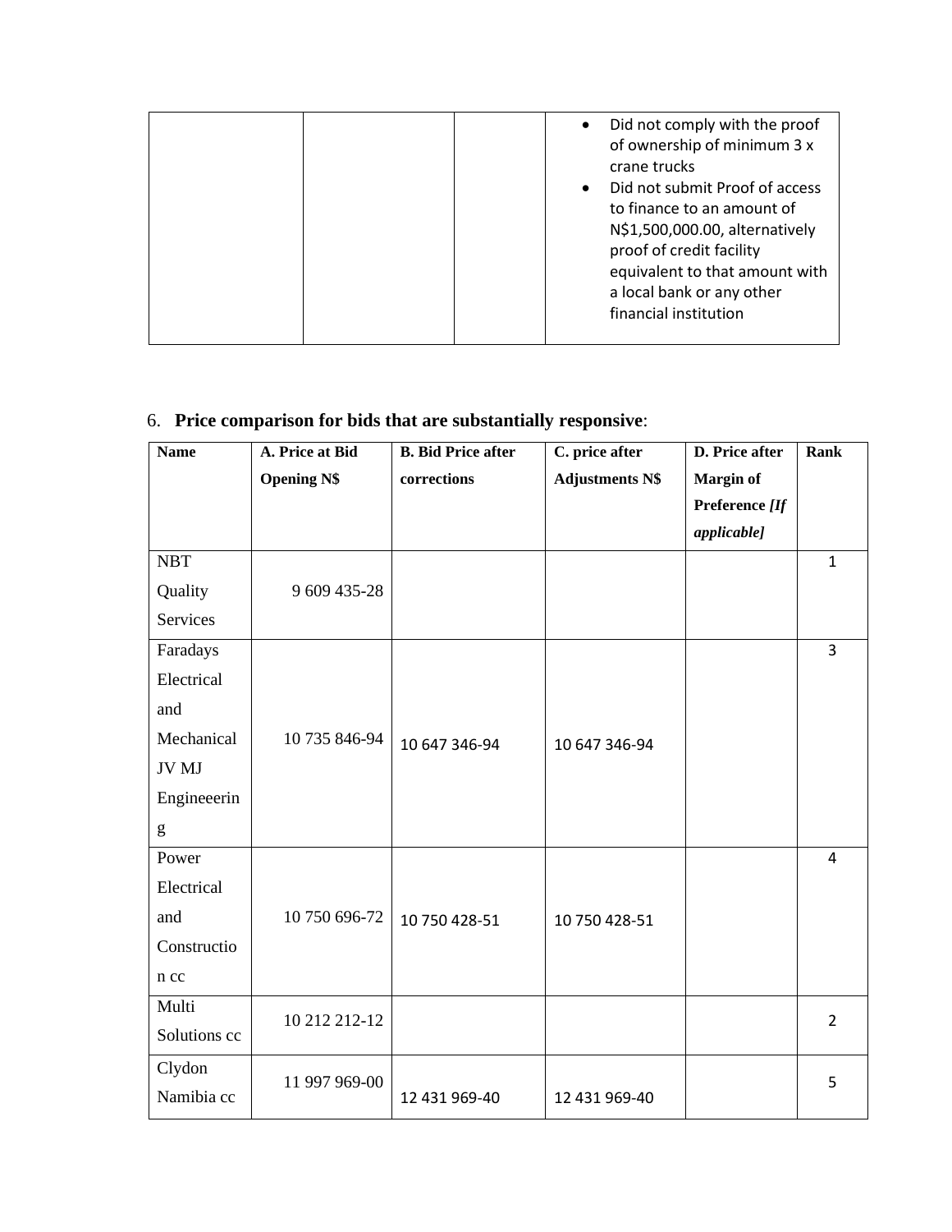| | | | • Did not comply with the proof of ownership of minimum 3 x crane trucks<br>• Did not submit Proof of access to finance to an amount of N$1,500,000.00, alternatively proof of credit facility equivalent to that amount with a local bank or any other financial institution |
|---|---|---|---|

6. **Price comparison for bids that are substantially responsive**:

| Name | A. Price at Bid Opening N$ | B. Bid Price after corrections | C. price after Adjustments N$ | D. Price after Margin of Preference *[If applicable]* | Rank |
|---|---|---|---|---|---|
| NBT Quality Services | 9 609 435-28 | | | | 1 |
| Faradays Electrical and Mechanical JV MJ Engineeering | 10 735 846-94 | 10 647 346-94 | 10 647 346-94 | | 3 |
| Power Electrical and Construction cc | 10 750 696-72 | 10 750 428-51 | 10 750 428-51 | | 4 |
| Multi Solutions cc | 10 212 212-12 | | | | 2 |
| Clydon Namibia cc | 11 997 969-00 | 12 431 969-40 | 12 431 969-40 | | 5 |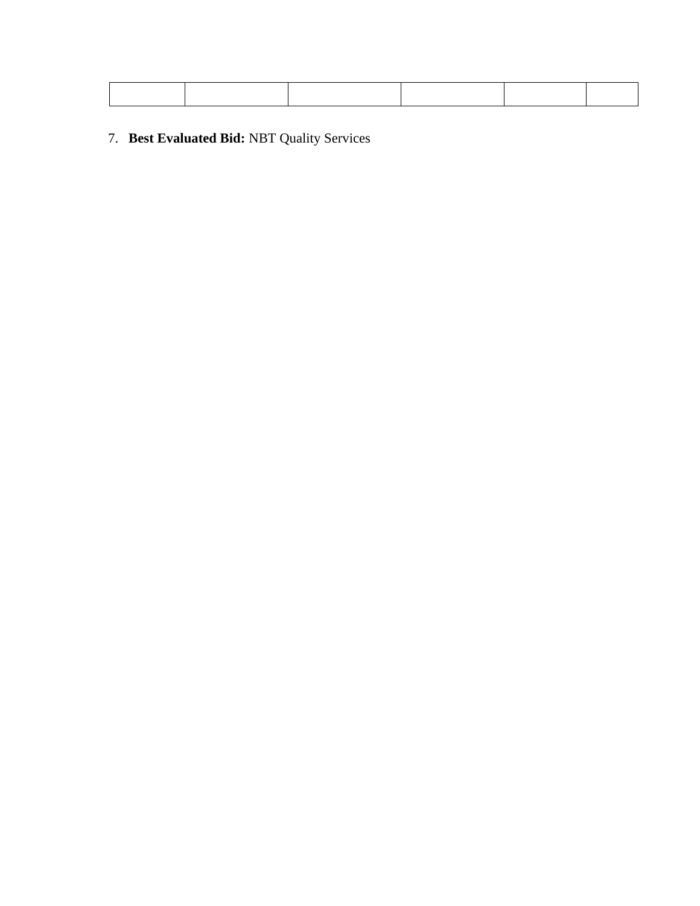| | | | | | |
|---|---|---|---|---|---|
| | | | | | |

7. **Best Evaluated Bid:** NBT Quality Services